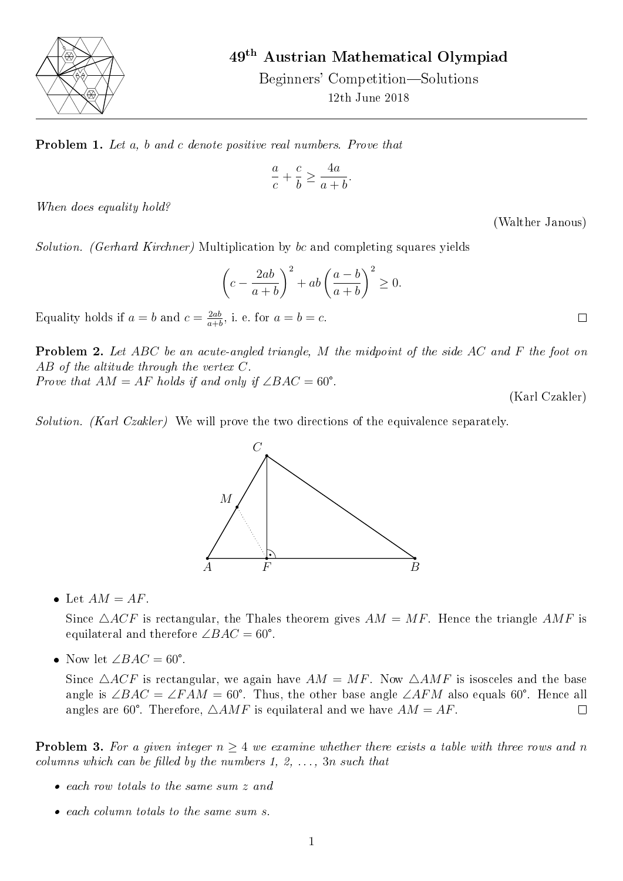# 49th Austrian Mathematical Olympiad

Beginners' Competition—Solutions

12th June 2018

---

**Problem 1.** *Let $a$, $b$ and $c$ denote positive real numbers. Prove that*

$$\frac{a}{c} + \frac{c}{b} \geq \frac{4a}{a+b}.$$

*When does equality hold?*

(Walther Janous)

*Solution. (Gerhard Kirchner)* Multiplication by $bc$ and completing squares yields

$$\left(c - \frac{2ab}{a+b}\right)^2 + ab\left(\frac{a-b}{a+b}\right)^2 \geq 0.$$

Equality holds if $a = b$ and $c = \frac{2ab}{a+b}$, i. e. for $a = b = c$. □

**Problem 2.** *Let $ABC$ be an acute-angled triangle, $M$ the midpoint of the side $AC$ and $F$ the foot on $AB$ of the altitude through the vertex $C$.*
*Prove that $AM = AF$ holds if and only if $\angle BAC = 60°$.*

(Karl Czakler)

*Solution. (Karl Czakler)* We will prove the two directions of the equivalence separately.

- Let $AM = AF$.

  Since $\triangle ACF$ is rectangular, the Thales theorem gives $AM = MF$. Hence the triangle $AMF$ is equilateral and therefore $\angle BAC = 60°$.

- Now let $\angle BAC = 60°$.

  Since $\triangle ACF$ is rectangular, we again have $AM = MF$. Now $\triangle AMF$ is isosceles and the base angle is $\angle BAC = \angle FAM = 60°$. Thus, the other base angle $\angle AFM$ also equals $60°$. Hence all angles are $60°$. Therefore, $\triangle AMF$ is equilateral and we have $AM = AF$. □

**Problem 3.** *For a given integer $n \geq 4$ we examine whether there exists a table with three rows and $n$ columns which can be filled by the numbers $1, 2, \ldots, 3n$ such that*

- *each row totals to the same sum $z$ and*
- *each column totals to the same sum $s$.*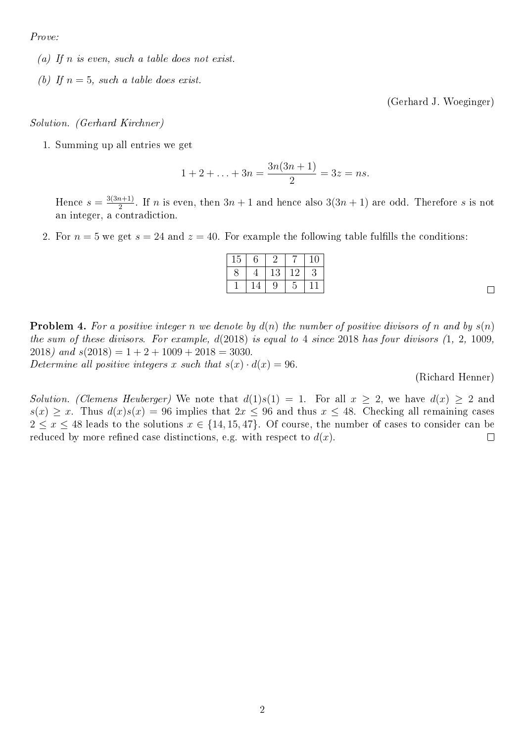*Prove:*

(a) *If $n$ is even, such a table does not exist.*

(b) *If $n = 5$, such a table does exist.*

(Gerhard J. Woeginger)

*Solution. (Gerhard Kirchner)*

1. Summing up all entries we get

$$1 + 2 + \ldots + 3n = \frac{3n(3n+1)}{2} = 3z = ns.$$

   Hence $s = \frac{3(3n+1)}{2}$. If $n$ is even, then $3n+1$ and hence also $3(3n+1)$ are odd. Therefore $s$ is not an integer, a contradiction.

2. For $n = 5$ we get $s = 24$ and $z = 40$. For example the following table fulfills the conditions:

| | | | | |
|---|---|---|---|---|
| 15 | 6 | 2 | 7 | 10 |
| 8 | 4 | 13 | 12 | 3 |
| 1 | 14 | 9 | 5 | 11 |

□

**Problem 4.** *For a positive integer $n$ we denote by $d(n)$ the number of positive divisors of $n$ and by $s(n)$ the sum of these divisors. For example, $d(2018)$ is equal to 4 since 2018 has four divisors (1, 2, 1009, 2018) and $s(2018) = 1 + 2 + 1009 + 2018 = 3030$.*
*Determine all positive integers $x$ such that $s(x) \cdot d(x) = 96$.*

(Richard Henner)

*Solution. (Clemens Heuberger)* We note that $d(1)s(1) = 1$. For all $x \geq 2$, we have $d(x) \geq 2$ and $s(x) \geq x$. Thus $d(x)s(x) = 96$ implies that $2x \leq 96$ and thus $x \leq 48$. Checking all remaining cases $2 \leq x \leq 48$ leads to the solutions $x \in \{14, 15, 47\}$. Of course, the number of cases to consider can be reduced by more refined case distinctions, e.g. with respect to $d(x)$. □